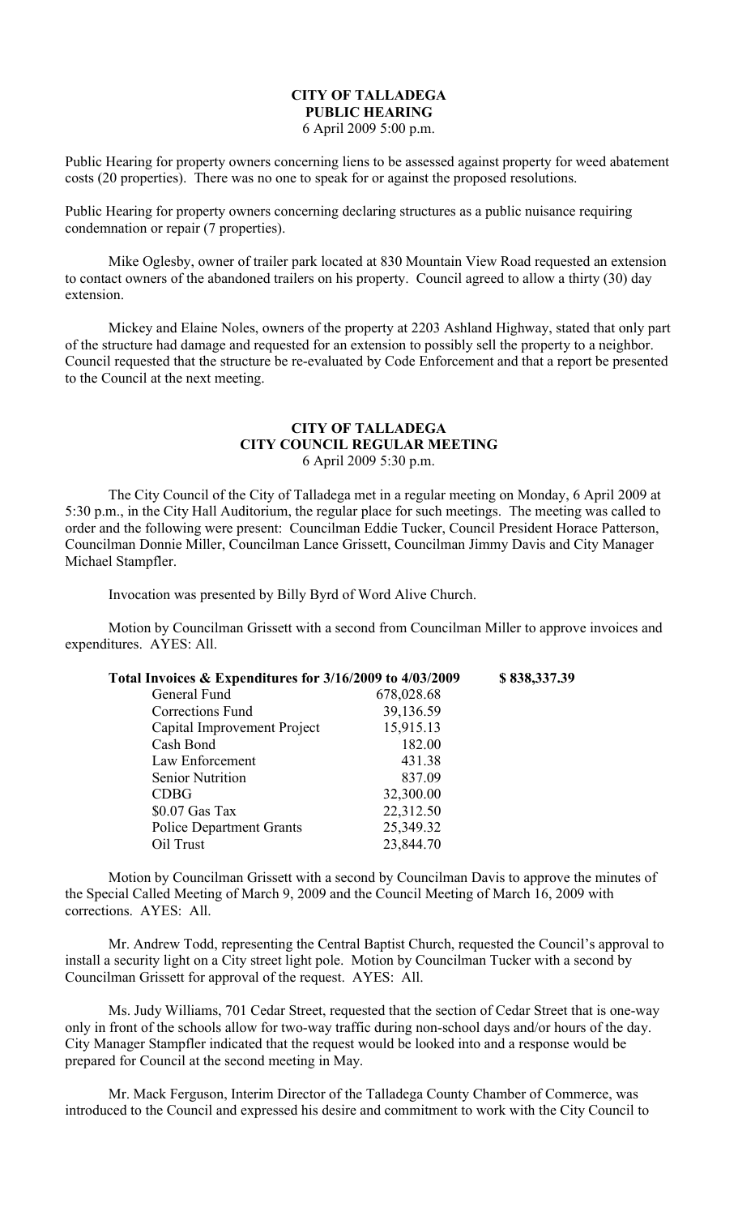# CITY OF TALLADEGA
## PUBLIC HEARING
6 April 2009 5:00 p.m.

Public Hearing for property owners concerning liens to be assessed against property for weed abatement costs (20 properties). There was no one to speak for or against the proposed resolutions.

Public Hearing for property owners concerning declaring structures as a public nuisance requiring condemnation or repair (7 properties).

Mike Oglesby, owner of trailer park located at 830 Mountain View Road requested an extension to contact owners of the abandoned trailers on his property. Council agreed to allow a thirty (30) day extension.

Mickey and Elaine Noles, owners of the property at 2203 Ashland Highway, stated that only part of the structure had damage and requested for an extension to possibly sell the property to a neighbor. Council requested that the structure be re-evaluated by Code Enforcement and that a report be presented to the Council at the next meeting.

# CITY OF TALLADEGA
## CITY COUNCIL REGULAR MEETING
6 April 2009 5:30 p.m.

The City Council of the City of Talladega met in a regular meeting on Monday, 6 April 2009 at 5:30 p.m., in the City Hall Auditorium, the regular place for such meetings. The meeting was called to order and the following were present: Councilman Eddie Tucker, Council President Horace Patterson, Councilman Donnie Miller, Councilman Lance Grissett, Councilman Jimmy Davis and City Manager Michael Stampfler.

Invocation was presented by Billy Byrd of Word Alive Church.

Motion by Councilman Grissett with a second from Councilman Miller to approve invoices and expenditures. AYES: All.

| Total Invoices & Expenditures for 3/16/2009 to 4/03/2009 | | $ 838,337.39 |
|---|---|---|
| General Fund | 678,028.68 | |
| Corrections Fund | 39,136.59 | |
| Capital Improvement Project | 15,915.13 | |
| Cash Bond | 182.00 | |
| Law Enforcement | 431.38 | |
| Senior Nutrition | 837.09 | |
| CDBG | 32,300.00 | |
| $0.07 Gas Tax | 22,312.50 | |
| Police Department Grants | 25,349.32 | |
| Oil Trust | 23,844.70 | |

Motion by Councilman Grissett with a second by Councilman Davis to approve the minutes of the Special Called Meeting of March 9, 2009 and the Council Meeting of March 16, 2009 with corrections. AYES: All.

Mr. Andrew Todd, representing the Central Baptist Church, requested the Council's approval to install a security light on a City street light pole. Motion by Councilman Tucker with a second by Councilman Grissett for approval of the request. AYES: All.

Ms. Judy Williams, 701 Cedar Street, requested that the section of Cedar Street that is one-way only in front of the schools allow for two-way traffic during non-school days and/or hours of the day. City Manager Stampfler indicated that the request would be looked into and a response would be prepared for Council at the second meeting in May.

Mr. Mack Ferguson, Interim Director of the Talladega County Chamber of Commerce, was introduced to the Council and expressed his desire and commitment to work with the City Council to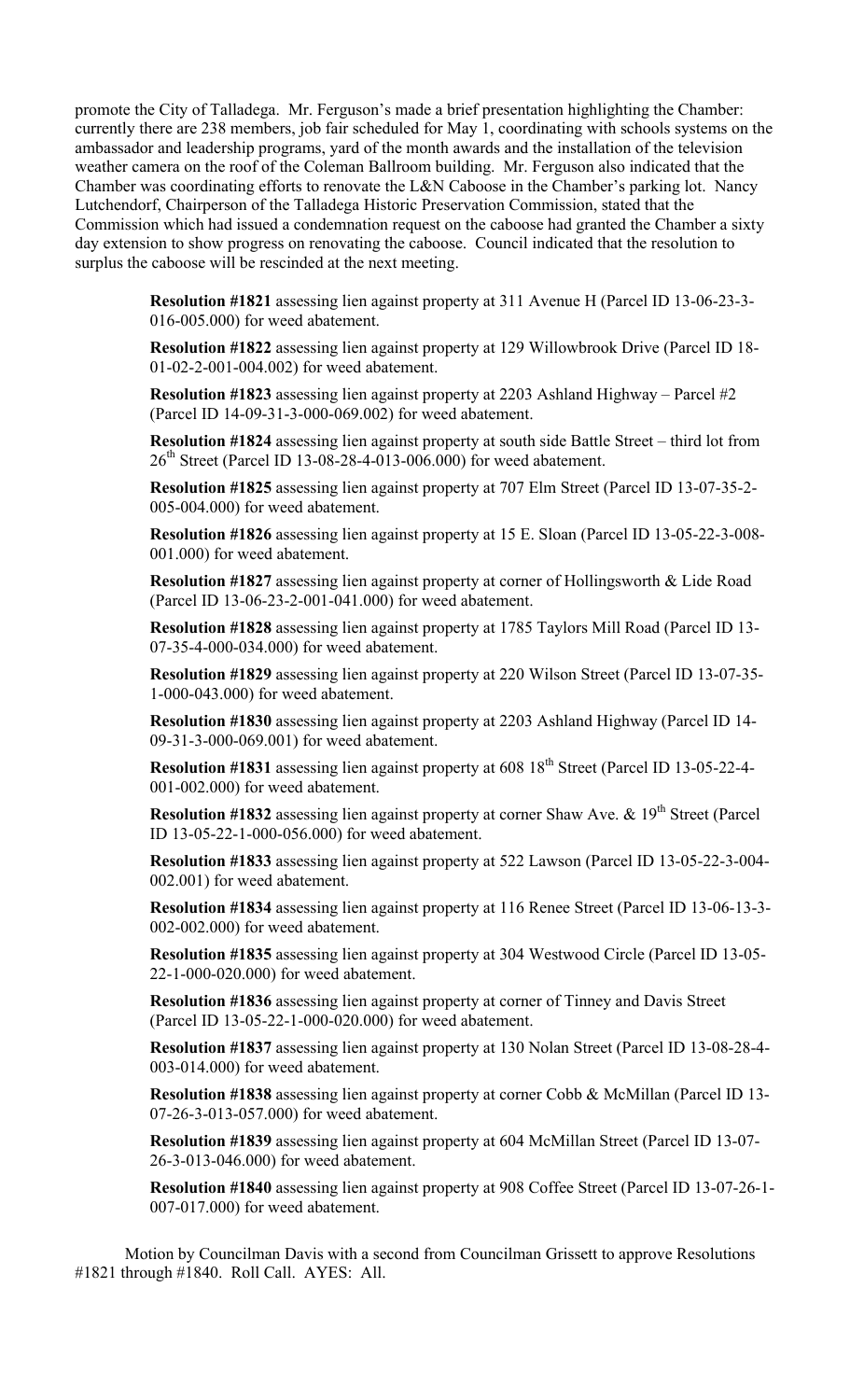promote the City of Talladega. Mr. Ferguson's made a brief presentation highlighting the Chamber: currently there are 238 members, job fair scheduled for May 1, coordinating with schools systems on the ambassador and leadership programs, yard of the month awards and the installation of the television weather camera on the roof of the Coleman Ballroom building. Mr. Ferguson also indicated that the Chamber was coordinating efforts to renovate the L&N Caboose in the Chamber's parking lot. Nancy Lutchendorf, Chairperson of the Talladega Historic Preservation Commission, stated that the Commission which had issued a condemnation request on the caboose had granted the Chamber a sixty day extension to show progress on renovating the caboose. Council indicated that the resolution to surplus the caboose will be rescinded at the next meeting.

**Resolution #1821** assessing lien against property at 311 Avenue H (Parcel ID 13-06-23-3-016-005.000) for weed abatement.

**Resolution #1822** assessing lien against property at 129 Willowbrook Drive (Parcel ID 18-01-02-2-001-004.002) for weed abatement.

**Resolution #1823** assessing lien against property at 2203 Ashland Highway – Parcel #2 (Parcel ID 14-09-31-3-000-069.002) for weed abatement.

**Resolution #1824** assessing lien against property at south side Battle Street – third lot from 26th Street (Parcel ID 13-08-28-4-013-006.000) for weed abatement.

**Resolution #1825** assessing lien against property at 707 Elm Street (Parcel ID 13-07-35-2-005-004.000) for weed abatement.

**Resolution #1826** assessing lien against property at 15 E. Sloan (Parcel ID 13-05-22-3-008-001.000) for weed abatement.

**Resolution #1827** assessing lien against property at corner of Hollingsworth & Lide Road (Parcel ID 13-06-23-2-001-041.000) for weed abatement.

**Resolution #1828** assessing lien against property at 1785 Taylors Mill Road (Parcel ID 13-07-35-4-000-034.000) for weed abatement.

**Resolution #1829** assessing lien against property at 220 Wilson Street (Parcel ID 13-07-35-1-000-043.000) for weed abatement.

**Resolution #1830** assessing lien against property at 2203 Ashland Highway (Parcel ID 14-09-31-3-000-069.001) for weed abatement.

**Resolution #1831** assessing lien against property at 608 18th Street (Parcel ID 13-05-22-4-001-002.000) for weed abatement.

**Resolution #1832** assessing lien against property at corner Shaw Ave. & 19th Street (Parcel ID 13-05-22-1-000-056.000) for weed abatement.

**Resolution #1833** assessing lien against property at 522 Lawson (Parcel ID 13-05-22-3-004-002.001) for weed abatement.

**Resolution #1834** assessing lien against property at 116 Renee Street (Parcel ID 13-06-13-3-002-002.000) for weed abatement.

**Resolution #1835** assessing lien against property at 304 Westwood Circle (Parcel ID 13-05-22-1-000-020.000) for weed abatement.

**Resolution #1836** assessing lien against property at corner of Tinney and Davis Street (Parcel ID 13-05-22-1-000-020.000) for weed abatement.

**Resolution #1837** assessing lien against property at 130 Nolan Street (Parcel ID 13-08-28-4-003-014.000) for weed abatement.

**Resolution #1838** assessing lien against property at corner Cobb & McMillan (Parcel ID 13-07-26-3-013-057.000) for weed abatement.

**Resolution #1839** assessing lien against property at 604 McMillan Street (Parcel ID 13-07-26-3-013-046.000) for weed abatement.

**Resolution #1840** assessing lien against property at 908 Coffee Street (Parcel ID 13-07-26-1-007-017.000) for weed abatement.

Motion by Councilman Davis with a second from Councilman Grissett to approve Resolutions #1821 through #1840. Roll Call. AYES: All.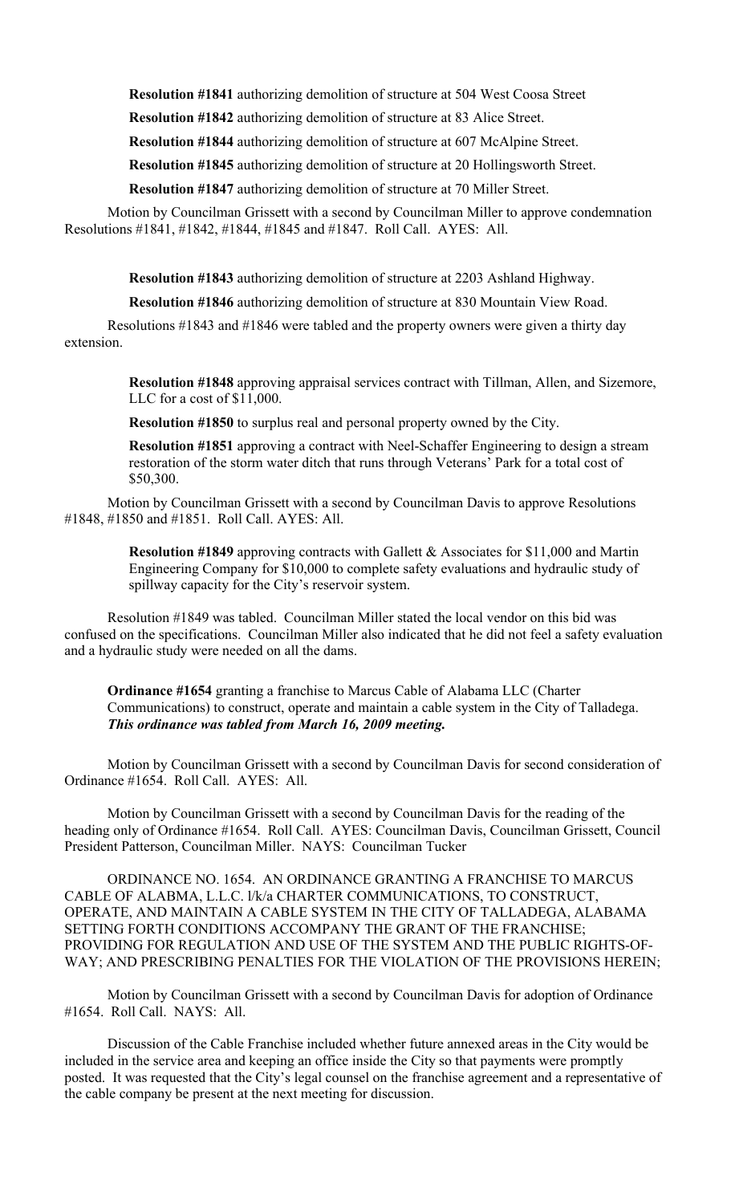**Resolution #1841** authorizing demolition of structure at 504 West Coosa Street

**Resolution #1842** authorizing demolition of structure at 83 Alice Street.

**Resolution #1844** authorizing demolition of structure at 607 McAlpine Street.

**Resolution #1845** authorizing demolition of structure at 20 Hollingsworth Street.

**Resolution #1847** authorizing demolition of structure at 70 Miller Street.

Motion by Councilman Grissett with a second by Councilman Miller to approve condemnation Resolutions #1841, #1842, #1844, #1845 and #1847. Roll Call. AYES: All.

**Resolution #1843** authorizing demolition of structure at 2203 Ashland Highway.

**Resolution #1846** authorizing demolition of structure at 830 Mountain View Road.

Resolutions #1843 and #1846 were tabled and the property owners were given a thirty day extension.

**Resolution #1848** approving appraisal services contract with Tillman, Allen, and Sizemore, LLC for a cost of $11,000.

**Resolution #1850** to surplus real and personal property owned by the City.

**Resolution #1851** approving a contract with Neel-Schaffer Engineering to design a stream restoration of the storm water ditch that runs through Veterans' Park for a total cost of $50,300.

Motion by Councilman Grissett with a second by Councilman Davis to approve Resolutions #1848, #1850 and #1851. Roll Call. AYES: All.

**Resolution #1849** approving contracts with Gallett & Associates for $11,000 and Martin Engineering Company for $10,000 to complete safety evaluations and hydraulic study of spillway capacity for the City's reservoir system.

Resolution #1849 was tabled. Councilman Miller stated the local vendor on this bid was confused on the specifications. Councilman Miller also indicated that he did not feel a safety evaluation and a hydraulic study were needed on all the dams.

**Ordinance #1654** granting a franchise to Marcus Cable of Alabama LLC (Charter Communications) to construct, operate and maintain a cable system in the City of Talladega. ***This ordinance was tabled from March 16, 2009 meeting.***

Motion by Councilman Grissett with a second by Councilman Davis for second consideration of Ordinance #1654. Roll Call. AYES: All.

Motion by Councilman Grissett with a second by Councilman Davis for the reading of the heading only of Ordinance #1654. Roll Call. AYES: Councilman Davis, Councilman Grissett, Council President Patterson, Councilman Miller. NAYS: Councilman Tucker

ORDINANCE NO. 1654. AN ORDINANCE GRANTING A FRANCHISE TO MARCUS CABLE OF ALABMA, L.L.C. l/k/a CHARTER COMMUNICATIONS, TO CONSTRUCT, OPERATE, AND MAINTAIN A CABLE SYSTEM IN THE CITY OF TALLADEGA, ALABAMA SETTING FORTH CONDITIONS ACCOMPANY THE GRANT OF THE FRANCHISE; PROVIDING FOR REGULATION AND USE OF THE SYSTEM AND THE PUBLIC RIGHTS-OF-WAY; AND PRESCRIBING PENALTIES FOR THE VIOLATION OF THE PROVISIONS HEREIN;

Motion by Councilman Grissett with a second by Councilman Davis for adoption of Ordinance #1654. Roll Call. NAYS: All.

Discussion of the Cable Franchise included whether future annexed areas in the City would be included in the service area and keeping an office inside the City so that payments were promptly posted. It was requested that the City's legal counsel on the franchise agreement and a representative of the cable company be present at the next meeting for discussion.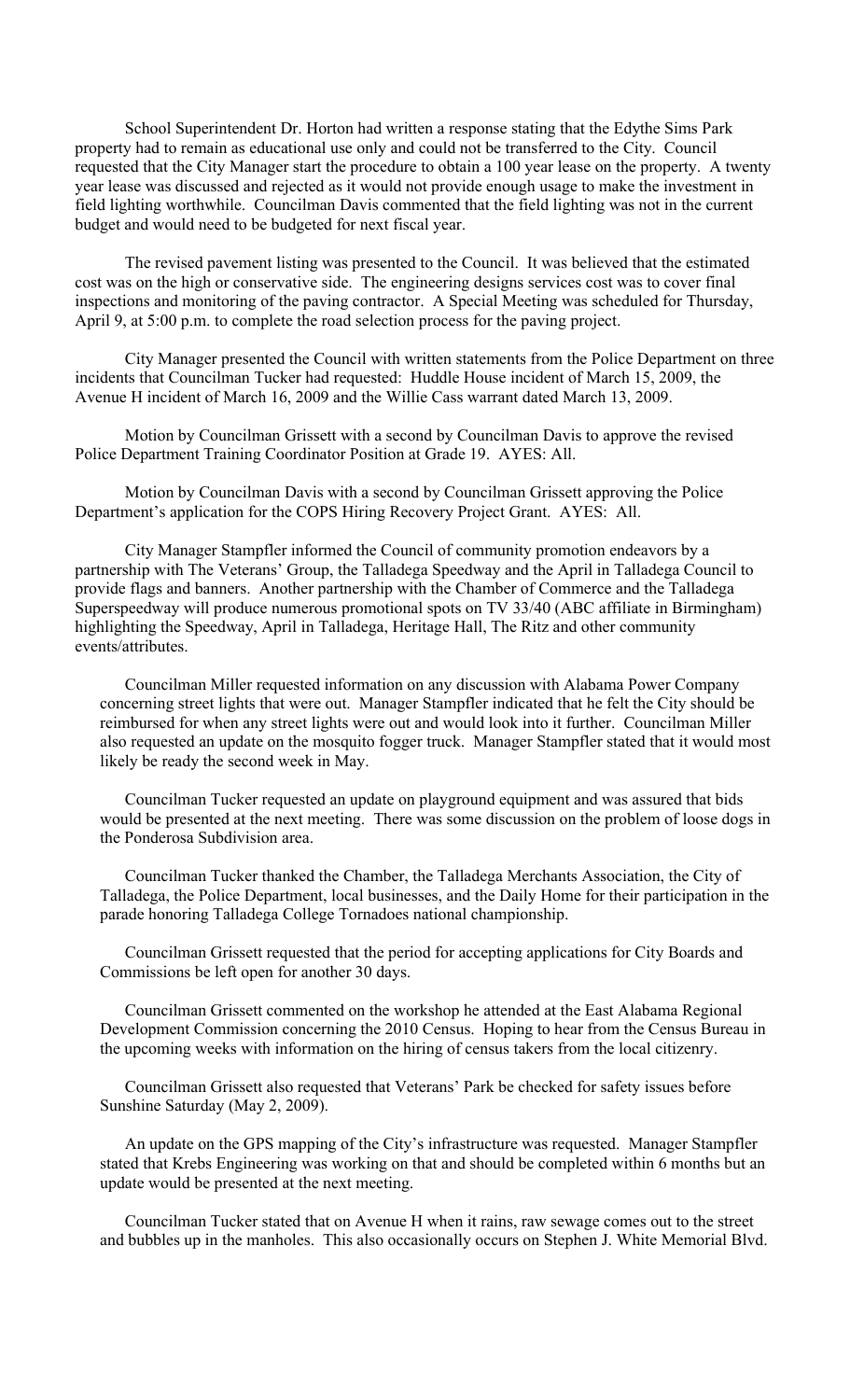School Superintendent Dr. Horton had written a response stating that the Edythe Sims Park property had to remain as educational use only and could not be transferred to the City. Council requested that the City Manager start the procedure to obtain a 100 year lease on the property. A twenty year lease was discussed and rejected as it would not provide enough usage to make the investment in field lighting worthwhile. Councilman Davis commented that the field lighting was not in the current budget and would need to be budgeted for next fiscal year.

The revised pavement listing was presented to the Council. It was believed that the estimated cost was on the high or conservative side. The engineering designs services cost was to cover final inspections and monitoring of the paving contractor. A Special Meeting was scheduled for Thursday, April 9, at 5:00 p.m. to complete the road selection process for the paving project.

City Manager presented the Council with written statements from the Police Department on three incidents that Councilman Tucker had requested: Huddle House incident of March 15, 2009, the Avenue H incident of March 16, 2009 and the Willie Cass warrant dated March 13, 2009.

Motion by Councilman Grissett with a second by Councilman Davis to approve the revised Police Department Training Coordinator Position at Grade 19. AYES: All.

Motion by Councilman Davis with a second by Councilman Grissett approving the Police Department's application for the COPS Hiring Recovery Project Grant. AYES: All.

City Manager Stampfler informed the Council of community promotion endeavors by a partnership with The Veterans' Group, the Talladega Speedway and the April in Talladega Council to provide flags and banners. Another partnership with the Chamber of Commerce and the Talladega Superspeedway will produce numerous promotional spots on TV 33/40 (ABC affiliate in Birmingham) highlighting the Speedway, April in Talladega, Heritage Hall, The Ritz and other community events/attributes.

Councilman Miller requested information on any discussion with Alabama Power Company concerning street lights that were out. Manager Stampfler indicated that he felt the City should be reimbursed for when any street lights were out and would look into it further. Councilman Miller also requested an update on the mosquito fogger truck. Manager Stampfler stated that it would most likely be ready the second week in May.

Councilman Tucker requested an update on playground equipment and was assured that bids would be presented at the next meeting. There was some discussion on the problem of loose dogs in the Ponderosa Subdivision area.

Councilman Tucker thanked the Chamber, the Talladega Merchants Association, the City of Talladega, the Police Department, local businesses, and the Daily Home for their participation in the parade honoring Talladega College Tornadoes national championship.

Councilman Grissett requested that the period for accepting applications for City Boards and Commissions be left open for another 30 days.

Councilman Grissett commented on the workshop he attended at the East Alabama Regional Development Commission concerning the 2010 Census. Hoping to hear from the Census Bureau in the upcoming weeks with information on the hiring of census takers from the local citizenry.

Councilman Grissett also requested that Veterans' Park be checked for safety issues before Sunshine Saturday (May 2, 2009).

An update on the GPS mapping of the City's infrastructure was requested. Manager Stampfler stated that Krebs Engineering was working on that and should be completed within 6 months but an update would be presented at the next meeting.

Councilman Tucker stated that on Avenue H when it rains, raw sewage comes out to the street and bubbles up in the manholes. This also occasionally occurs on Stephen J. White Memorial Blvd.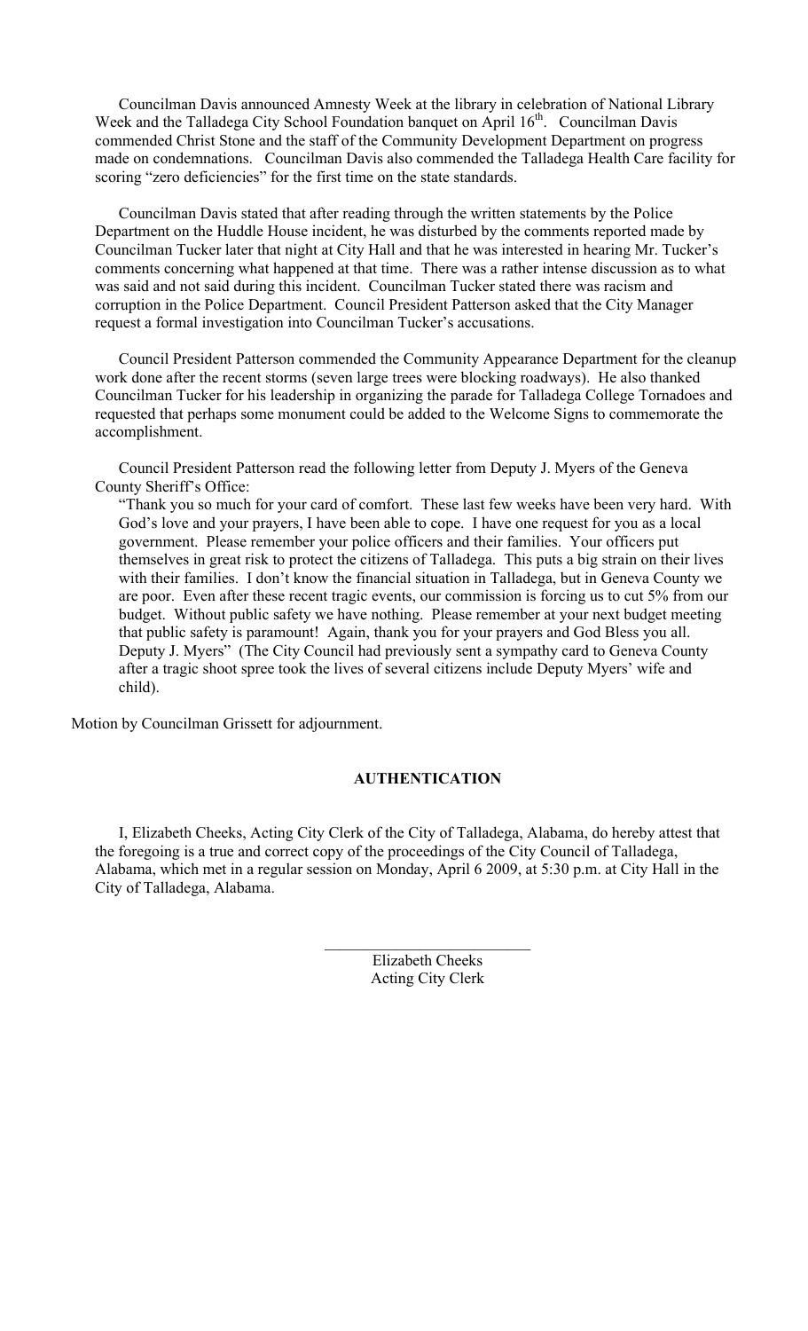Councilman Davis announced Amnesty Week at the library in celebration of National Library Week and the Talladega City School Foundation banquet on April 16th. Councilman Davis commended Christ Stone and the staff of the Community Development Department on progress made on condemnations. Councilman Davis also commended the Talladega Health Care facility for scoring "zero deficiencies" for the first time on the state standards.

Councilman Davis stated that after reading through the written statements by the Police Department on the Huddle House incident, he was disturbed by the comments reported made by Councilman Tucker later that night at City Hall and that he was interested in hearing Mr. Tucker's comments concerning what happened at that time. There was a rather intense discussion as to what was said and not said during this incident. Councilman Tucker stated there was racism and corruption in the Police Department. Council President Patterson asked that the City Manager request a formal investigation into Councilman Tucker's accusations.

Council President Patterson commended the Community Appearance Department for the cleanup work done after the recent storms (seven large trees were blocking roadways). He also thanked Councilman Tucker for his leadership in organizing the parade for Talladega College Tornadoes and requested that perhaps some monument could be added to the Welcome Signs to commemorate the accomplishment.

Council President Patterson read the following letter from Deputy J. Myers of the Geneva County Sheriff's Office:

"Thank you so much for your card of comfort. These last few weeks have been very hard. With God's love and your prayers, I have been able to cope. I have one request for you as a local government. Please remember your police officers and their families. Your officers put themselves in great risk to protect the citizens of Talladega. This puts a big strain on their lives with their families. I don't know the financial situation in Talladega, but in Geneva County we are poor. Even after these recent tragic events, our commission is forcing us to cut 5% from our budget. Without public safety we have nothing. Please remember at your next budget meeting that public safety is paramount! Again, thank you for your prayers and God Bless you all. Deputy J. Myers" (The City Council had previously sent a sympathy card to Geneva County after a tragic shoot spree took the lives of several citizens include Deputy Myers' wife and child).

Motion by Councilman Grissett for adjournment.

**AUTHENTICATION**

I, Elizabeth Cheeks, Acting City Clerk of the City of Talladega, Alabama, do hereby attest that the foregoing is a true and correct copy of the proceedings of the City Council of Talladega, Alabama, which met in a regular session on Monday, April 6 2009, at 5:30 p.m. at City Hall in the City of Talladega, Alabama.

\_\_\_\_\_\_\_\_\_\_\_\_\_\_\_\_\_\_\_\_\_\_\_\_\_\_\_

Elizabeth Cheeks
Acting City Clerk